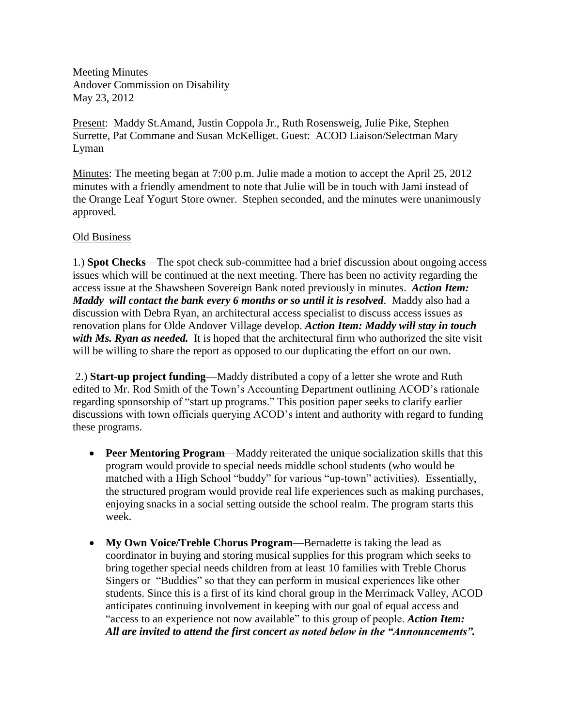Meeting Minutes
Andover Commission on Disability
May 23, 2012

Present: Maddy St.Amand, Justin Coppola Jr., Ruth Rosensweig, Julie Pike, Stephen Surrette, Pat Commane and Susan McKelliget. Guest: ACOD Liaison/Selectman Mary Lyman

Minutes: The meeting began at 7:00 p.m. Julie made a motion to accept the April 25, 2012 minutes with a friendly amendment to note that Julie will be in touch with Jami instead of the Orange Leaf Yogurt Store owner. Stephen seconded, and the minutes were unanimously approved.

Old Business

1.) **Spot Checks**—The spot check sub-committee had a brief discussion about ongoing access issues which will be continued at the next meeting. There has been no activity regarding the access issue at the Shawsheen Sovereign Bank noted previously in minutes. ***Action Item: Maddy will contact the bank every 6 months or so until it is resolved***. Maddy also had a discussion with Debra Ryan, an architectural access specialist to discuss access issues as renovation plans for Olde Andover Village develop. ***Action Item: Maddy will stay in touch with Ms. Ryan as needed.*** It is hoped that the architectural firm who authorized the site visit will be willing to share the report as opposed to our duplicating the effort on our own.

2.) **Start-up project funding**—Maddy distributed a copy of a letter she wrote and Ruth edited to Mr. Rod Smith of the Town's Accounting Department outlining ACOD's rationale regarding sponsorship of "start up programs." This position paper seeks to clarify earlier discussions with town officials querying ACOD's intent and authority with regard to funding these programs.

- **Peer Mentoring Program**—Maddy reiterated the unique socialization skills that this program would provide to special needs middle school students (who would be matched with a High School "buddy" for various "up-town" activities). Essentially, the structured program would provide real life experiences such as making purchases, enjoying snacks in a social setting outside the school realm. The program starts this week.

- **My Own Voice/Treble Chorus Program**—Bernadette is taking the lead as coordinator in buying and storing musical supplies for this program which seeks to bring together special needs children from at least 10 families with Treble Chorus Singers or "Buddies" so that they can perform in musical experiences like other students. Since this is a first of its kind choral group in the Merrimack Valley, ACOD anticipates continuing involvement in keeping with our goal of equal access and "access to an experience not now available" to this group of people. ***Action Item: All are invited to attend the first concert as noted below in the "Announcements".***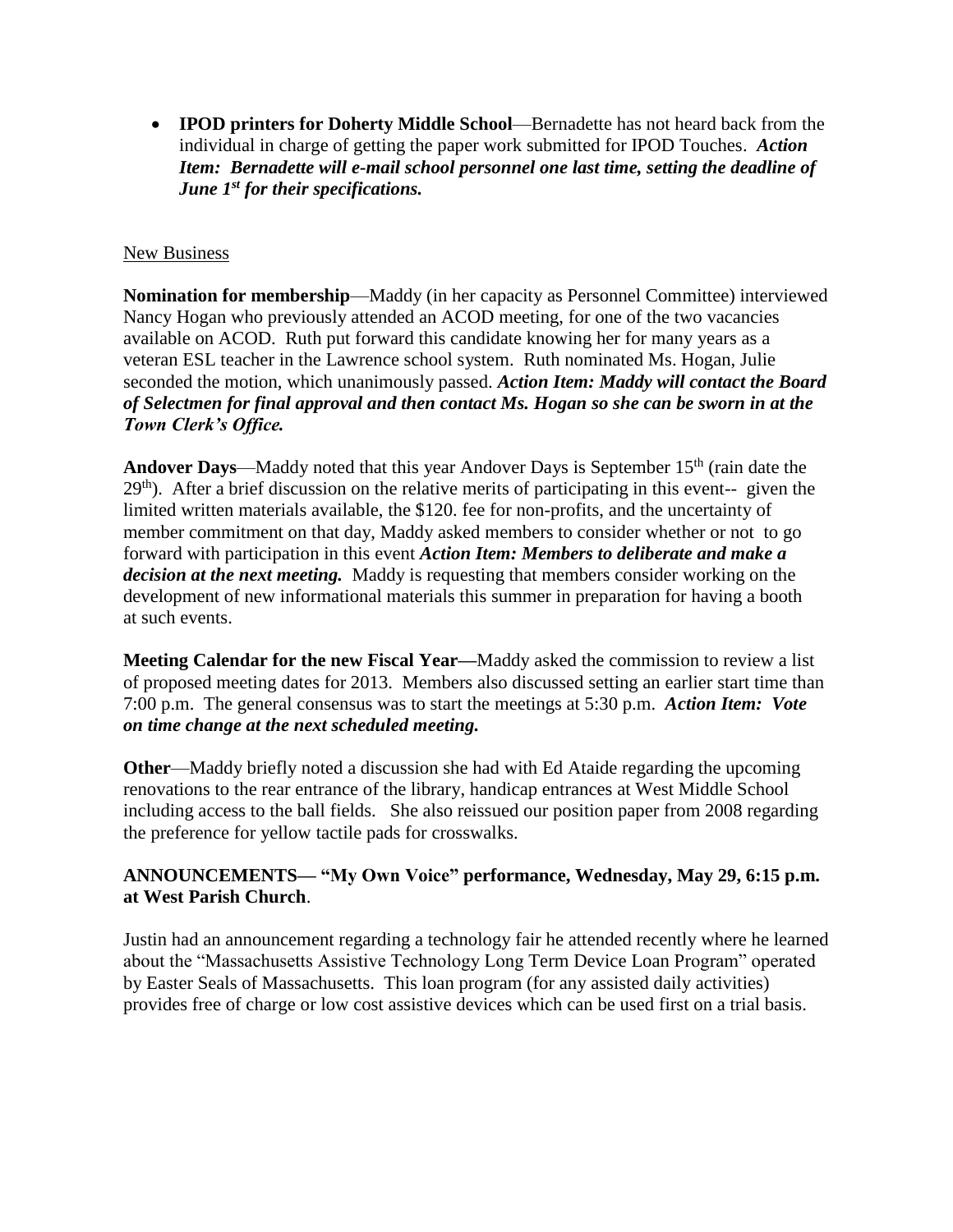- **IPOD printers for Doherty Middle School**—Bernadette has not heard back from the individual in charge of getting the paper work submitted for IPOD Touches. ***Action Item: Bernadette will e-mail school personnel one last time, setting the deadline of June 1st for their specifications.***

New Business

**Nomination for membership**—Maddy (in her capacity as Personnel Committee) interviewed Nancy Hogan who previously attended an ACOD meeting, for one of the two vacancies available on ACOD. Ruth put forward this candidate knowing her for many years as a veteran ESL teacher in the Lawrence school system. Ruth nominated Ms. Hogan, Julie seconded the motion, which unanimously passed. ***Action Item: Maddy will contact the Board of Selectmen for final approval and then contact Ms. Hogan so she can be sworn in at the Town Clerk's Office.***

**Andover Days**—Maddy noted that this year Andover Days is September 15th (rain date the 29th). After a brief discussion on the relative merits of participating in this event-- given the limited written materials available, the $120. fee for non-profits, and the uncertainty of member commitment on that day, Maddy asked members to consider whether or not to go forward with participation in this event ***Action Item: Members to deliberate and make a decision at the next meeting.*** Maddy is requesting that members consider working on the development of new informational materials this summer in preparation for having a booth at such events.

**Meeting Calendar for the new Fiscal Year—**Maddy asked the commission to review a list of proposed meeting dates for 2013. Members also discussed setting an earlier start time than 7:00 p.m. The general consensus was to start the meetings at 5:30 p.m. ***Action Item: Vote on time change at the next scheduled meeting.***

**Other**—Maddy briefly noted a discussion she had with Ed Ataide regarding the upcoming renovations to the rear entrance of the library, handicap entrances at West Middle School including access to the ball fields. She also reissued our position paper from 2008 regarding the preference for yellow tactile pads for crosswalks.

**ANNOUNCEMENTS— "My Own Voice" performance, Wednesday, May 29, 6:15 p.m. at West Parish Church**.

Justin had an announcement regarding a technology fair he attended recently where he learned about the "Massachusetts Assistive Technology Long Term Device Loan Program" operated by Easter Seals of Massachusetts. This loan program (for any assisted daily activities) provides free of charge or low cost assistive devices which can be used first on a trial basis.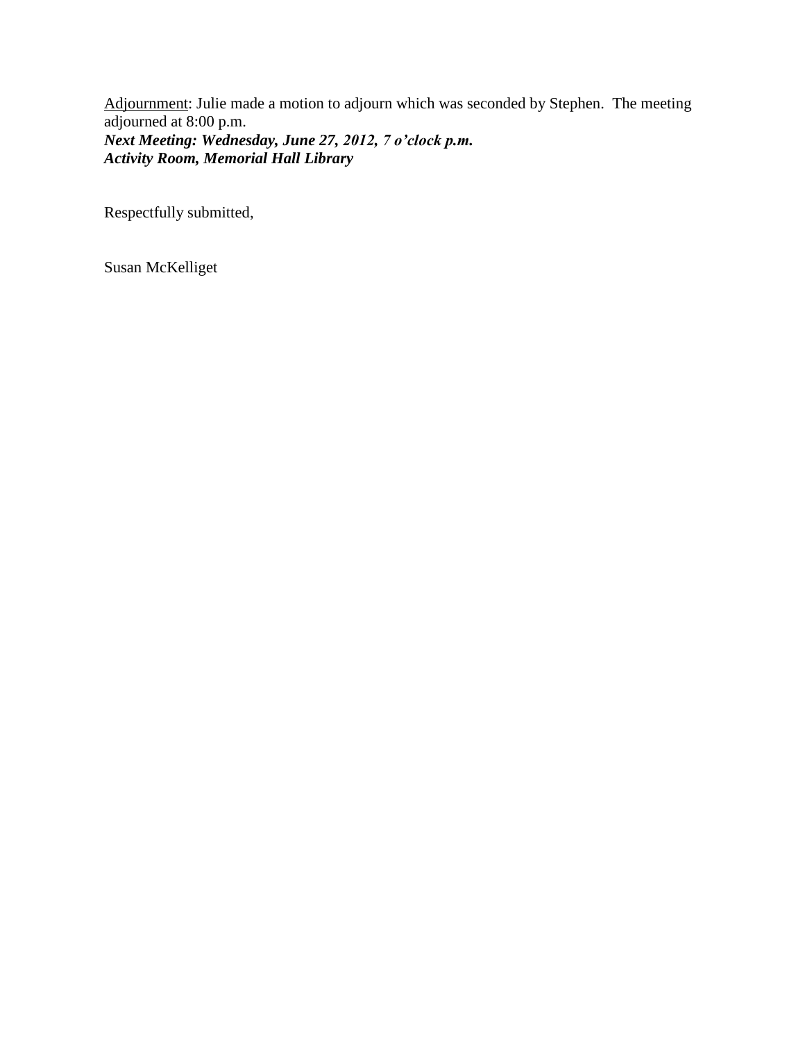Adjournment: Julie made a motion to adjourn which was seconded by Stephen. The meeting adjourned at 8:00 p.m.

***Next Meeting: Wednesday, June 27, 2012, 7 o'clock p.m.***
***Activity Room, Memorial Hall Library***

Respectfully submitted,

Susan McKelliget